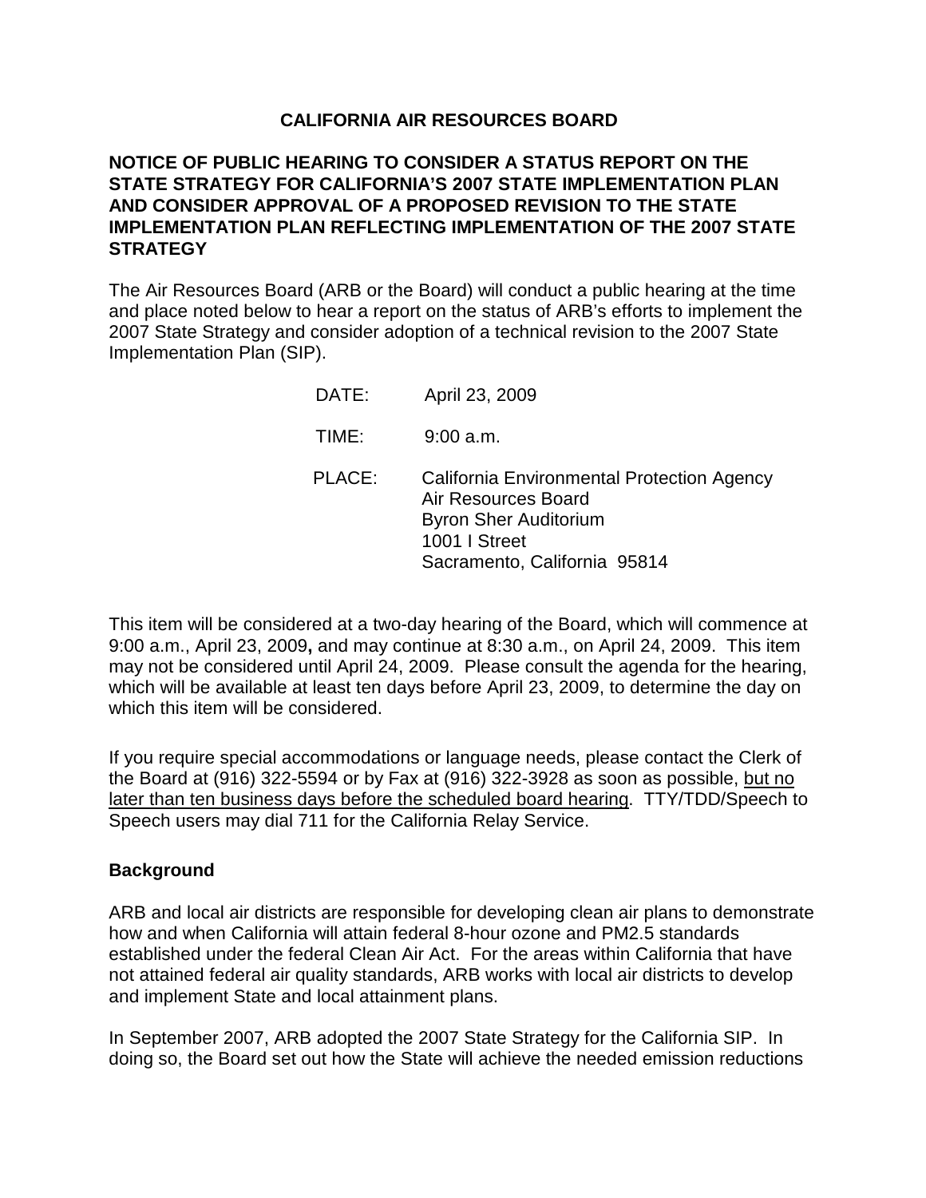# CALIFORNIA AIR RESOURCES BOARD

## NOTICE OF PUBLIC HEARING TO CONSIDER A STATUS REPORT ON THE STATE STRATEGY FOR CALIFORNIA'S 2007 STATE IMPLEMENTATION PLAN AND CONSIDER APPROVAL OF A PROPOSED REVISION TO THE STATE IMPLEMENTATION PLAN REFLECTING IMPLEMENTATION OF THE 2007 STATE STRATEGY

The Air Resources Board (ARB or the Board) will conduct a public hearing at the time and place noted below to hear a report on the status of ARB's efforts to implement the 2007 State Strategy and consider adoption of a technical revision to the 2007 State Implementation Plan (SIP).

DATE: April 23, 2009

TIME: 9:00 a.m.

PLACE: California Environmental Protection Agency
Air Resources Board
Byron Sher Auditorium
1001 I Street
Sacramento, California 95814

This item will be considered at a two-day hearing of the Board, which will commence at 9:00 a.m., April 23, 2009**,** and may continue at 8:30 a.m., on April 24, 2009. This item may not be considered until April 24, 2009. Please consult the agenda for the hearing, which will be available at least ten days before April 23, 2009, to determine the day on which this item will be considered.

If you require special accommodations or language needs, please contact the Clerk of the Board at (916) 322-5594 or by Fax at (916) 322-3928 as soon as possible, <u>but no later than ten business days before the scheduled board hearing</u>. TTY/TDD/Speech to Speech users may dial 711 for the California Relay Service.

### Background

ARB and local air districts are responsible for developing clean air plans to demonstrate how and when California will attain federal 8-hour ozone and PM2.5 standards established under the federal Clean Air Act. For the areas within California that have not attained federal air quality standards, ARB works with local air districts to develop and implement State and local attainment plans.

In September 2007, ARB adopted the 2007 State Strategy for the California SIP. In doing so, the Board set out how the State will achieve the needed emission reductions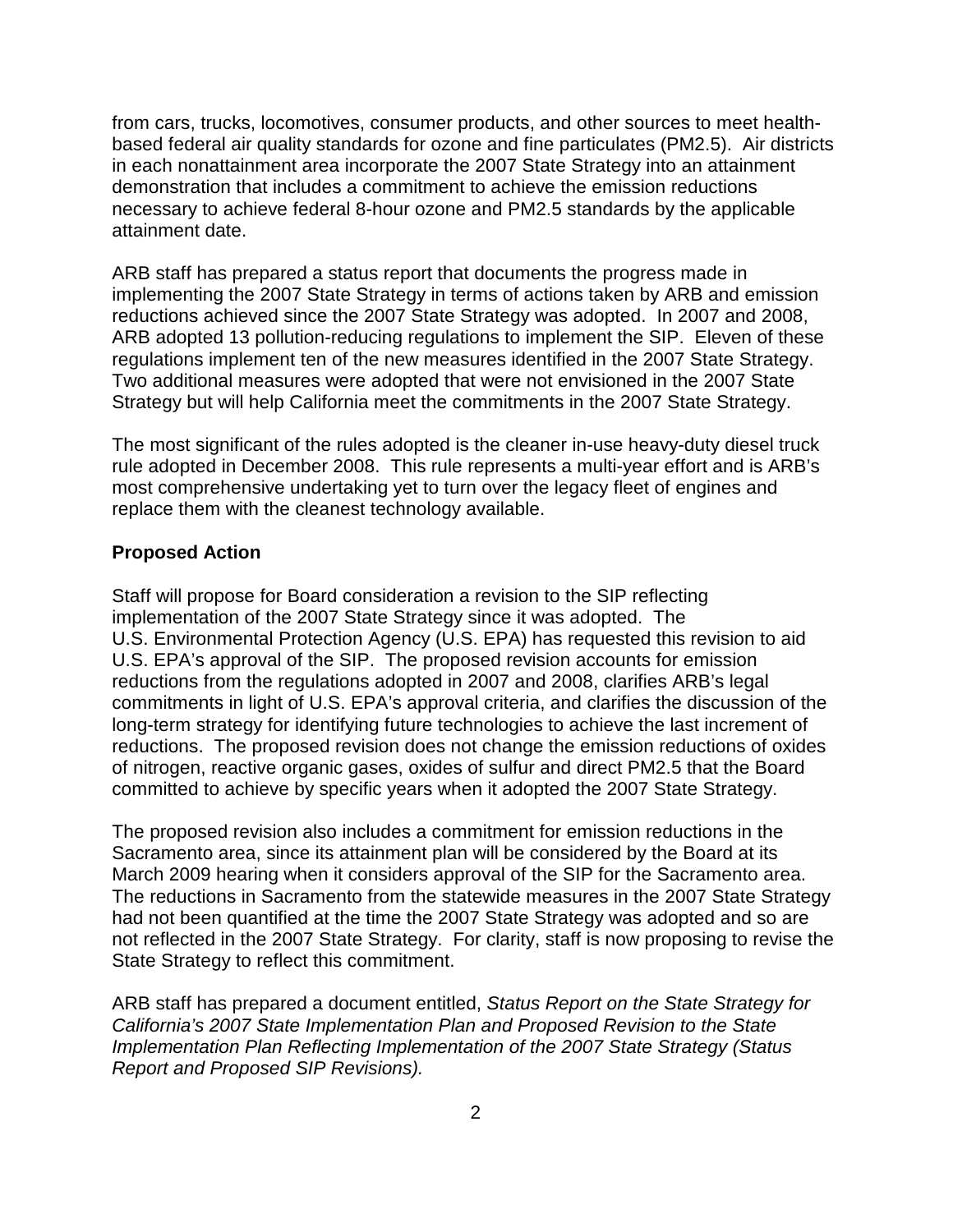from cars, trucks, locomotives, consumer products, and other sources to meet health-based federal air quality standards for ozone and fine particulates (PM2.5). Air districts in each nonattainment area incorporate the 2007 State Strategy into an attainment demonstration that includes a commitment to achieve the emission reductions necessary to achieve federal 8-hour ozone and PM2.5 standards by the applicable attainment date.

ARB staff has prepared a status report that documents the progress made in implementing the 2007 State Strategy in terms of actions taken by ARB and emission reductions achieved since the 2007 State Strategy was adopted. In 2007 and 2008, ARB adopted 13 pollution-reducing regulations to implement the SIP. Eleven of these regulations implement ten of the new measures identified in the 2007 State Strategy. Two additional measures were adopted that were not envisioned in the 2007 State Strategy but will help California meet the commitments in the 2007 State Strategy.

The most significant of the rules adopted is the cleaner in-use heavy-duty diesel truck rule adopted in December 2008. This rule represents a multi-year effort and is ARB's most comprehensive undertaking yet to turn over the legacy fleet of engines and replace them with the cleanest technology available.

**Proposed Action**

Staff will propose for Board consideration a revision to the SIP reflecting implementation of the 2007 State Strategy since it was adopted. The U.S. Environmental Protection Agency (U.S. EPA) has requested this revision to aid U.S. EPA's approval of the SIP. The proposed revision accounts for emission reductions from the regulations adopted in 2007 and 2008, clarifies ARB's legal commitments in light of U.S. EPA's approval criteria, and clarifies the discussion of the long-term strategy for identifying future technologies to achieve the last increment of reductions. The proposed revision does not change the emission reductions of oxides of nitrogen, reactive organic gases, oxides of sulfur and direct PM2.5 that the Board committed to achieve by specific years when it adopted the 2007 State Strategy.

The proposed revision also includes a commitment for emission reductions in the Sacramento area, since its attainment plan will be considered by the Board at its March 2009 hearing when it considers approval of the SIP for the Sacramento area. The reductions in Sacramento from the statewide measures in the 2007 State Strategy had not been quantified at the time the 2007 State Strategy was adopted and so are not reflected in the 2007 State Strategy. For clarity, staff is now proposing to revise the State Strategy to reflect this commitment.

ARB staff has prepared a document entitled, *Status Report on the State Strategy for California's 2007 State Implementation Plan and Proposed Revision to the State Implementation Plan Reflecting Implementation of the 2007 State Strategy (Status Report and Proposed SIP Revisions).*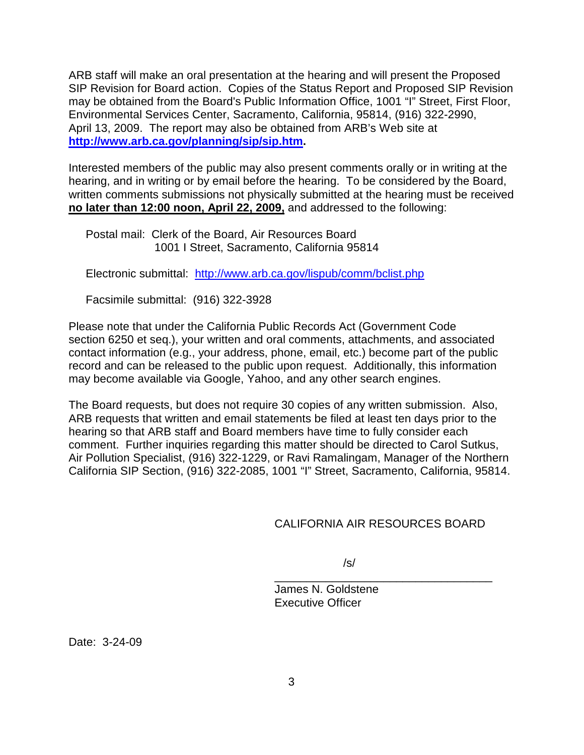ARB staff will make an oral presentation at the hearing and will present the Proposed SIP Revision for Board action. Copies of the Status Report and Proposed SIP Revision may be obtained from the Board's Public Information Office, 1001 "I" Street, First Floor, Environmental Services Center, Sacramento, California, 95814, (916) 322-2990, April 13, 2009. The report may also be obtained from ARB's Web site at **http://www.arb.ca.gov/planning/sip/sip.htm.**

Interested members of the public may also present comments orally or in writing at the hearing, and in writing or by email before the hearing. To be considered by the Board, written comments submissions not physically submitted at the hearing must be received **no later than 12:00 noon, April 22, 2009,** and addressed to the following:

Postal mail: Clerk of the Board, Air Resources Board
1001 I Street, Sacramento, California 95814

Electronic submittal: http://www.arb.ca.gov/lispub/comm/bclist.php

Facsimile submittal: (916) 322-3928

Please note that under the California Public Records Act (Government Code section 6250 et seq.), your written and oral comments, attachments, and associated contact information (e.g., your address, phone, email, etc.) become part of the public record and can be released to the public upon request. Additionally, this information may become available via Google, Yahoo, and any other search engines.

The Board requests, but does not require 30 copies of any written submission. Also, ARB requests that written and email statements be filed at least ten days prior to the hearing so that ARB staff and Board members have time to fully consider each comment. Further inquiries regarding this matter should be directed to Carol Sutkus, Air Pollution Specialist, (916) 322-1229, or Ravi Ramalingam, Manager of the Northern California SIP Section, (916) 322-2085, 1001 "I" Street, Sacramento, California, 95814.

CALIFORNIA AIR RESOURCES BOARD

/s/

James N. Goldstene
Executive Officer

Date: 3-24-09